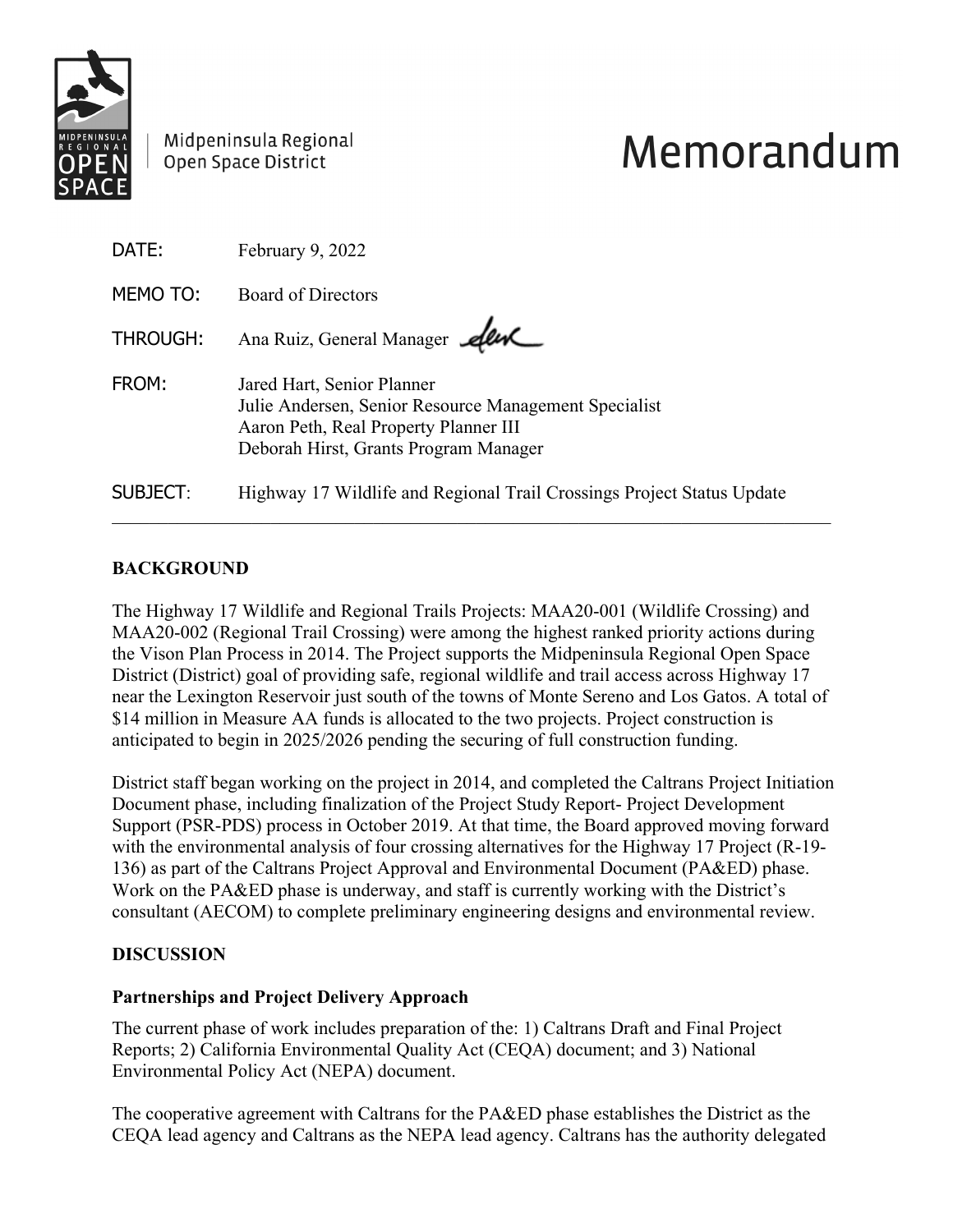Midpeninsula Regional Open Space District

# Memorandum

DATE: February 9, 2022

MEMO TO: Board of Directors

THROUGH: Ana Ruiz, General Manager

FROM: Jared Hart, Senior Planner
Julie Andersen, Senior Resource Management Specialist
Aaron Peth, Real Property Planner III
Deborah Hirst, Grants Program Manager

SUBJECT: Highway 17 Wildlife and Regional Trail Crossings Project Status Update

---

## BACKGROUND

The Highway 17 Wildlife and Regional Trails Projects: MAA20-001 (Wildlife Crossing) and MAA20-002 (Regional Trail Crossing) were among the highest ranked priority actions during the Vison Plan Process in 2014. The Project supports the Midpeninsula Regional Open Space District (District) goal of providing safe, regional wildlife and trail access across Highway 17 near the Lexington Reservoir just south of the towns of Monte Sereno and Los Gatos. A total of $14 million in Measure AA funds is allocated to the two projects. Project construction is anticipated to begin in 2025/2026 pending the securing of full construction funding.

District staff began working on the project in 2014, and completed the Caltrans Project Initiation Document phase, including finalization of the Project Study Report- Project Development Support (PSR-PDS) process in October 2019. At that time, the Board approved moving forward with the environmental analysis of four crossing alternatives for the Highway 17 Project (R-19-136) as part of the Caltrans Project Approval and Environmental Document (PA&ED) phase. Work on the PA&ED phase is underway, and staff is currently working with the District's consultant (AECOM) to complete preliminary engineering designs and environmental review.

## DISCUSSION

### Partnerships and Project Delivery Approach

The current phase of work includes preparation of the: 1) Caltrans Draft and Final Project Reports; 2) California Environmental Quality Act (CEQA) document; and 3) National Environmental Policy Act (NEPA) document.

The cooperative agreement with Caltrans for the PA&ED phase establishes the District as the CEQA lead agency and Caltrans as the NEPA lead agency. Caltrans has the authority delegated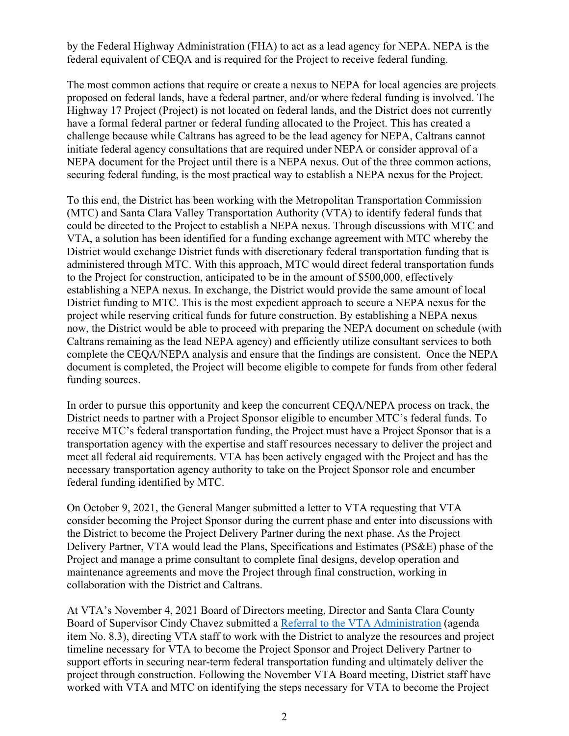by the Federal Highway Administration (FHA) to act as a lead agency for NEPA. NEPA is the federal equivalent of CEQA and is required for the Project to receive federal funding.

The most common actions that require or create a nexus to NEPA for local agencies are projects proposed on federal lands, have a federal partner, and/or where federal funding is involved. The Highway 17 Project (Project) is not located on federal lands, and the District does not currently have a formal federal partner or federal funding allocated to the Project. This has created a challenge because while Caltrans has agreed to be the lead agency for NEPA, Caltrans cannot initiate federal agency consultations that are required under NEPA or consider approval of a NEPA document for the Project until there is a NEPA nexus. Out of the three common actions, securing federal funding, is the most practical way to establish a NEPA nexus for the Project.

To this end, the District has been working with the Metropolitan Transportation Commission (MTC) and Santa Clara Valley Transportation Authority (VTA) to identify federal funds that could be directed to the Project to establish a NEPA nexus. Through discussions with MTC and VTA, a solution has been identified for a funding exchange agreement with MTC whereby the District would exchange District funds with discretionary federal transportation funding that is administered through MTC. With this approach, MTC would direct federal transportation funds to the Project for construction, anticipated to be in the amount of $500,000, effectively establishing a NEPA nexus. In exchange, the District would provide the same amount of local District funding to MTC. This is the most expedient approach to secure a NEPA nexus for the project while reserving critical funds for future construction. By establishing a NEPA nexus now, the District would be able to proceed with preparing the NEPA document on schedule (with Caltrans remaining as the lead NEPA agency) and efficiently utilize consultant services to both complete the CEQA/NEPA analysis and ensure that the findings are consistent. Once the NEPA document is completed, the Project will become eligible to compete for funds from other federal funding sources.

In order to pursue this opportunity and keep the concurrent CEQA/NEPA process on track, the District needs to partner with a Project Sponsor eligible to encumber MTC's federal funds. To receive MTC's federal transportation funding, the Project must have a Project Sponsor that is a transportation agency with the expertise and staff resources necessary to deliver the project and meet all federal aid requirements. VTA has been actively engaged with the Project and has the necessary transportation agency authority to take on the Project Sponsor role and encumber federal funding identified by MTC.

On October 9, 2021, the General Manger submitted a letter to VTA requesting that VTA consider becoming the Project Sponsor during the current phase and enter into discussions with the District to become the Project Delivery Partner during the next phase. As the Project Delivery Partner, VTA would lead the Plans, Specifications and Estimates (PS&E) phase of the Project and manage a prime consultant to complete final designs, develop operation and maintenance agreements and move the Project through final construction, working in collaboration with the District and Caltrans.

At VTA's November 4, 2021 Board of Directors meeting, Director and Santa Clara County Board of Supervisor Cindy Chavez submitted a Referral to the VTA Administration (agenda item No. 8.3), directing VTA staff to work with the District to analyze the resources and project timeline necessary for VTA to become the Project Sponsor and Project Delivery Partner to support efforts in securing near-term federal transportation funding and ultimately deliver the project through construction. Following the November VTA Board meeting, District staff have worked with VTA and MTC on identifying the steps necessary for VTA to become the Project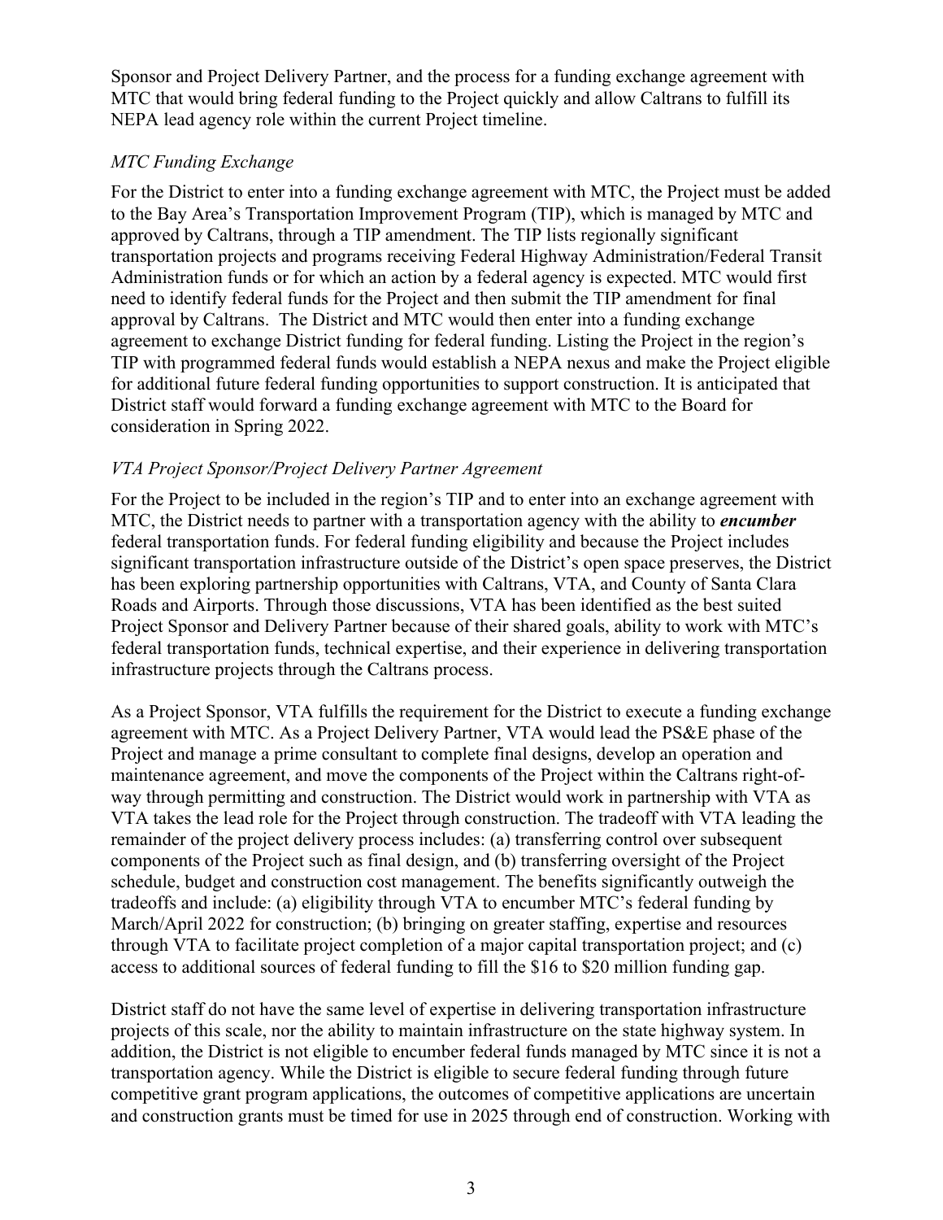Sponsor and Project Delivery Partner, and the process for a funding exchange agreement with MTC that would bring federal funding to the Project quickly and allow Caltrans to fulfill its NEPA lead agency role within the current Project timeline.

*MTC Funding Exchange*

For the District to enter into a funding exchange agreement with MTC, the Project must be added to the Bay Area's Transportation Improvement Program (TIP), which is managed by MTC and approved by Caltrans, through a TIP amendment. The TIP lists regionally significant transportation projects and programs receiving Federal Highway Administration/Federal Transit Administration funds or for which an action by a federal agency is expected. MTC would first need to identify federal funds for the Project and then submit the TIP amendment for final approval by Caltrans. The District and MTC would then enter into a funding exchange agreement to exchange District funding for federal funding. Listing the Project in the region's TIP with programmed federal funds would establish a NEPA nexus and make the Project eligible for additional future federal funding opportunities to support construction. It is anticipated that District staff would forward a funding exchange agreement with MTC to the Board for consideration in Spring 2022.

*VTA Project Sponsor/Project Delivery Partner Agreement*

For the Project to be included in the region's TIP and to enter into an exchange agreement with MTC, the District needs to partner with a transportation agency with the ability to ***encumber*** federal transportation funds. For federal funding eligibility and because the Project includes significant transportation infrastructure outside of the District's open space preserves, the District has been exploring partnership opportunities with Caltrans, VTA, and County of Santa Clara Roads and Airports. Through those discussions, VTA has been identified as the best suited Project Sponsor and Delivery Partner because of their shared goals, ability to work with MTC's federal transportation funds, technical expertise, and their experience in delivering transportation infrastructure projects through the Caltrans process.

As a Project Sponsor, VTA fulfills the requirement for the District to execute a funding exchange agreement with MTC. As a Project Delivery Partner, VTA would lead the PS&E phase of the Project and manage a prime consultant to complete final designs, develop an operation and maintenance agreement, and move the components of the Project within the Caltrans right-of-way through permitting and construction. The District would work in partnership with VTA as VTA takes the lead role for the Project through construction. The tradeoff with VTA leading the remainder of the project delivery process includes: (a) transferring control over subsequent components of the Project such as final design, and (b) transferring oversight of the Project schedule, budget and construction cost management. The benefits significantly outweigh the tradeoffs and include: (a) eligibility through VTA to encumber MTC's federal funding by March/April 2022 for construction; (b) bringing on greater staffing, expertise and resources through VTA to facilitate project completion of a major capital transportation project; and (c) access to additional sources of federal funding to fill the $16 to $20 million funding gap.

District staff do not have the same level of expertise in delivering transportation infrastructure projects of this scale, nor the ability to maintain infrastructure on the state highway system. In addition, the District is not eligible to encumber federal funds managed by MTC since it is not a transportation agency. While the District is eligible to secure federal funding through future competitive grant program applications, the outcomes of competitive applications are uncertain and construction grants must be timed for use in 2025 through end of construction. Working with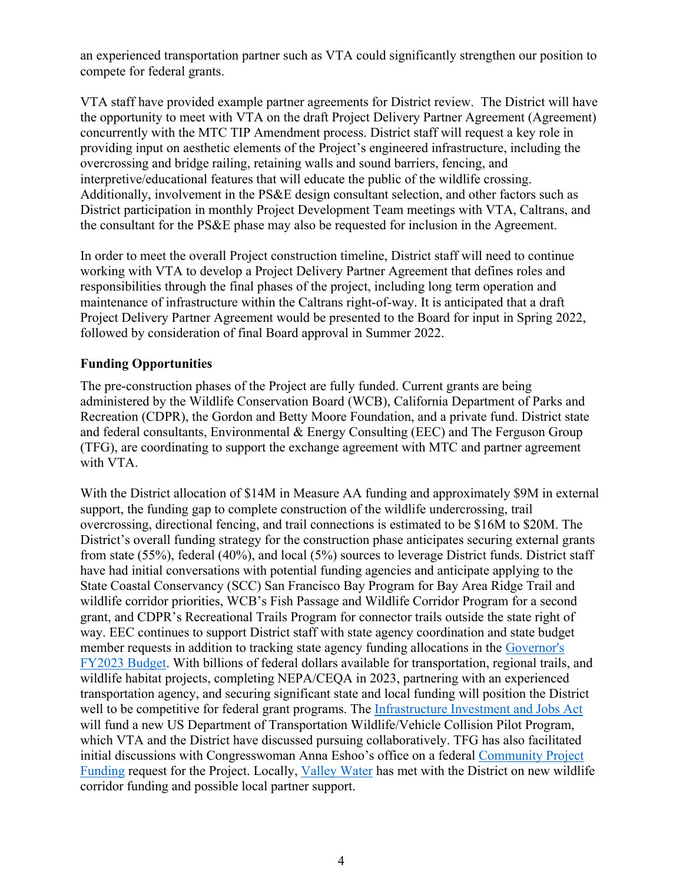an experienced transportation partner such as VTA could significantly strengthen our position to compete for federal grants.

VTA staff have provided example partner agreements for District review. The District will have the opportunity to meet with VTA on the draft Project Delivery Partner Agreement (Agreement) concurrently with the MTC TIP Amendment process. District staff will request a key role in providing input on aesthetic elements of the Project's engineered infrastructure, including the overcrossing and bridge railing, retaining walls and sound barriers, fencing, and interpretive/educational features that will educate the public of the wildlife crossing. Additionally, involvement in the PS&E design consultant selection, and other factors such as District participation in monthly Project Development Team meetings with VTA, Caltrans, and the consultant for the PS&E phase may also be requested for inclusion in the Agreement.

In order to meet the overall Project construction timeline, District staff will need to continue working with VTA to develop a Project Delivery Partner Agreement that defines roles and responsibilities through the final phases of the project, including long term operation and maintenance of infrastructure within the Caltrans right-of-way. It is anticipated that a draft Project Delivery Partner Agreement would be presented to the Board for input in Spring 2022, followed by consideration of final Board approval in Summer 2022.

**Funding Opportunities**

The pre-construction phases of the Project are fully funded. Current grants are being administered by the Wildlife Conservation Board (WCB), California Department of Parks and Recreation (CDPR), the Gordon and Betty Moore Foundation, and a private fund. District state and federal consultants, Environmental & Energy Consulting (EEC) and The Ferguson Group (TFG), are coordinating to support the exchange agreement with MTC and partner agreement with VTA.

With the District allocation of $14M in Measure AA funding and approximately $9M in external support, the funding gap to complete construction of the wildlife undercrossing, trail overcrossing, directional fencing, and trail connections is estimated to be $16M to $20M. The District's overall funding strategy for the construction phase anticipates securing external grants from state (55%), federal (40%), and local (5%) sources to leverage District funds. District staff have had initial conversations with potential funding agencies and anticipate applying to the State Coastal Conservancy (SCC) San Francisco Bay Program for Bay Area Ridge Trail and wildlife corridor priorities, WCB's Fish Passage and Wildlife Corridor Program for a second grant, and CDPR's Recreational Trails Program for connector trails outside the state right of way. EEC continues to support District staff with state agency coordination and state budget member requests in addition to tracking state agency funding allocations in the Governor's FY2023 Budget. With billions of federal dollars available for transportation, regional trails, and wildlife habitat projects, completing NEPA/CEQA in 2023, partnering with an experienced transportation agency, and securing significant state and local funding will position the District well to be competitive for federal grant programs. The Infrastructure Investment and Jobs Act will fund a new US Department of Transportation Wildlife/Vehicle Collision Pilot Program, which VTA and the District have discussed pursuing collaboratively. TFG has also facilitated initial discussions with Congresswoman Anna Eshoo's office on a federal Community Project Funding request for the Project. Locally, Valley Water has met with the District on new wildlife corridor funding and possible local partner support.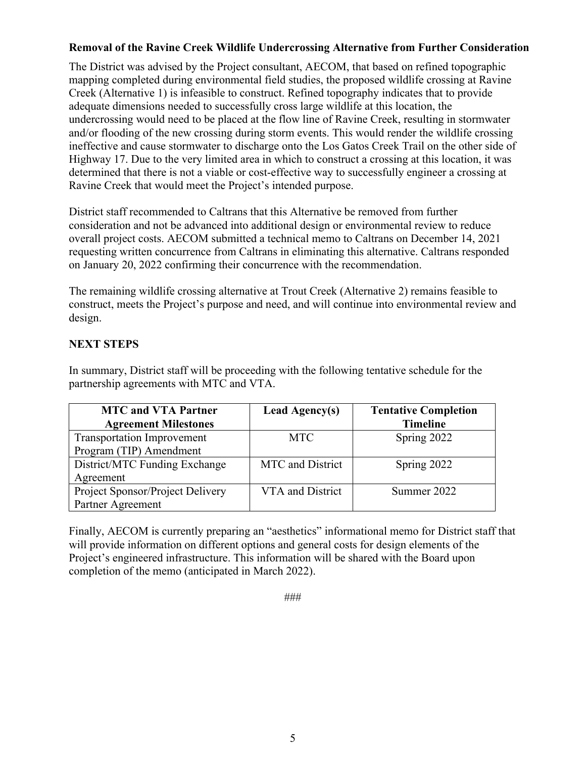**Removal of the Ravine Creek Wildlife Undercrossing Alternative from Further Consideration**

The District was advised by the Project consultant, AECOM, that based on refined topographic mapping completed during environmental field studies, the proposed wildlife crossing at Ravine Creek (Alternative 1) is infeasible to construct. Refined topography indicates that to provide adequate dimensions needed to successfully cross large wildlife at this location, the undercrossing would need to be placed at the flow line of Ravine Creek, resulting in stormwater and/or flooding of the new crossing during storm events. This would render the wildlife crossing ineffective and cause stormwater to discharge onto the Los Gatos Creek Trail on the other side of Highway 17. Due to the very limited area in which to construct a crossing at this location, it was determined that there is not a viable or cost-effective way to successfully engineer a crossing at Ravine Creek that would meet the Project's intended purpose.

District staff recommended to Caltrans that this Alternative be removed from further consideration and not be advanced into additional design or environmental review to reduce overall project costs. AECOM submitted a technical memo to Caltrans on December 14, 2021 requesting written concurrence from Caltrans in eliminating this alternative. Caltrans responded on January 20, 2022 confirming their concurrence with the recommendation.

The remaining wildlife crossing alternative at Trout Creek (Alternative 2) remains feasible to construct, meets the Project's purpose and need, and will continue into environmental review and design.

## NEXT STEPS

In summary, District staff will be proceeding with the following tentative schedule for the partnership agreements with MTC and VTA.

| MTC and VTA Partner Agreement Milestones | Lead Agency(s) | Tentative Completion Timeline |
|---|---|---|
| Transportation Improvement Program (TIP) Amendment | MTC | Spring 2022 |
| District/MTC Funding Exchange Agreement | MTC and District | Spring 2022 |
| Project Sponsor/Project Delivery Partner Agreement | VTA and District | Summer 2022 |

Finally, AECOM is currently preparing an "aesthetics" informational memo for District staff that will provide information on different options and general costs for design elements of the Project's engineered infrastructure. This information will be shared with the Board upon completion of the memo (anticipated in March 2022).

###